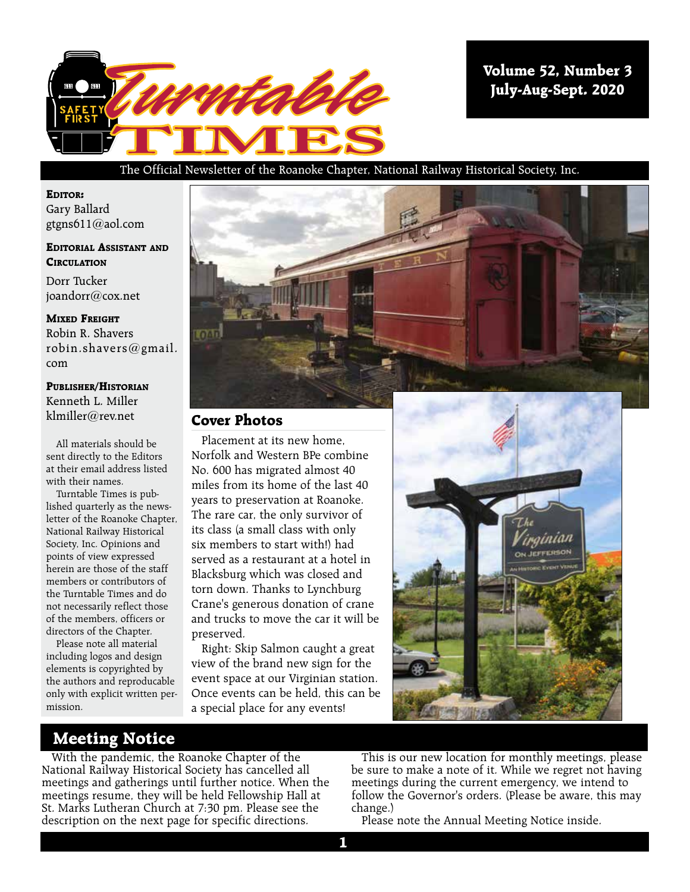# Turntable Times

**Volume 52, Number 3**
**July-Aug-Sept. 2020**

The Official Newsletter of the Roanoke Chapter, National Railway Historical Society, Inc.

**EDITOR:**
Gary Ballard
gtgns611@aol.com

**EDITORIAL ASSISTANT AND CIRCULATION**
Dorr Tucker
joandorr@cox.net

**MIXED FREIGHT**
Robin R. Shavers
robin.shavers@gmail.com

**PUBLISHER/HISTORIAN**
Kenneth L. Miller
klmiller@rev.net

All materials should be sent directly to the Editors at their email address listed with their names.

Turntable Times is published quarterly as the newsletter of the Roanoke Chapter, National Railway Historical Society, Inc. Opinions and points of view expressed herein are those of the staff members or contributors of the Turntable Times and do not necessarily reflect those of the members, officers or directors of the Chapter.

Please note all material including logos and design elements is copyrighted by the authors and reproducable only with explicit written permission.

## Cover Photos

Placement at its new home, Norfolk and Western BPe combine No. 600 has migrated almost 40 miles from its home of the last 40 years to preservation at Roanoke. The rare car, the only survivor of its class (a small class with only six members to start with!) had served as a restaurant at a hotel in Blacksburg which was closed and torn down. Thanks to Lynchburg Crane's generous donation of crane and trucks to move the car it will be preserved.

Right: Skip Salmon caught a great view of the brand new sign for the event space at our Virginian station. Once events can be held, this can be a special place for any events!

## Meeting Notice

With the pandemic, the Roanoke Chapter of the National Railway Historical Society has cancelled all meetings and gatherings until further notice. When the meetings resume, they will be held Fellowship Hall at St. Marks Lutheran Church at 7:30 pm. Please see the description on the next page for specific directions.

This is our new location for monthly meetings, please be sure to make a note of it. While we regret not having meetings during the current emergency, we intend to follow the Governor's orders. (Please be aware, this may change.)

Please note the Annual Meeting Notice inside.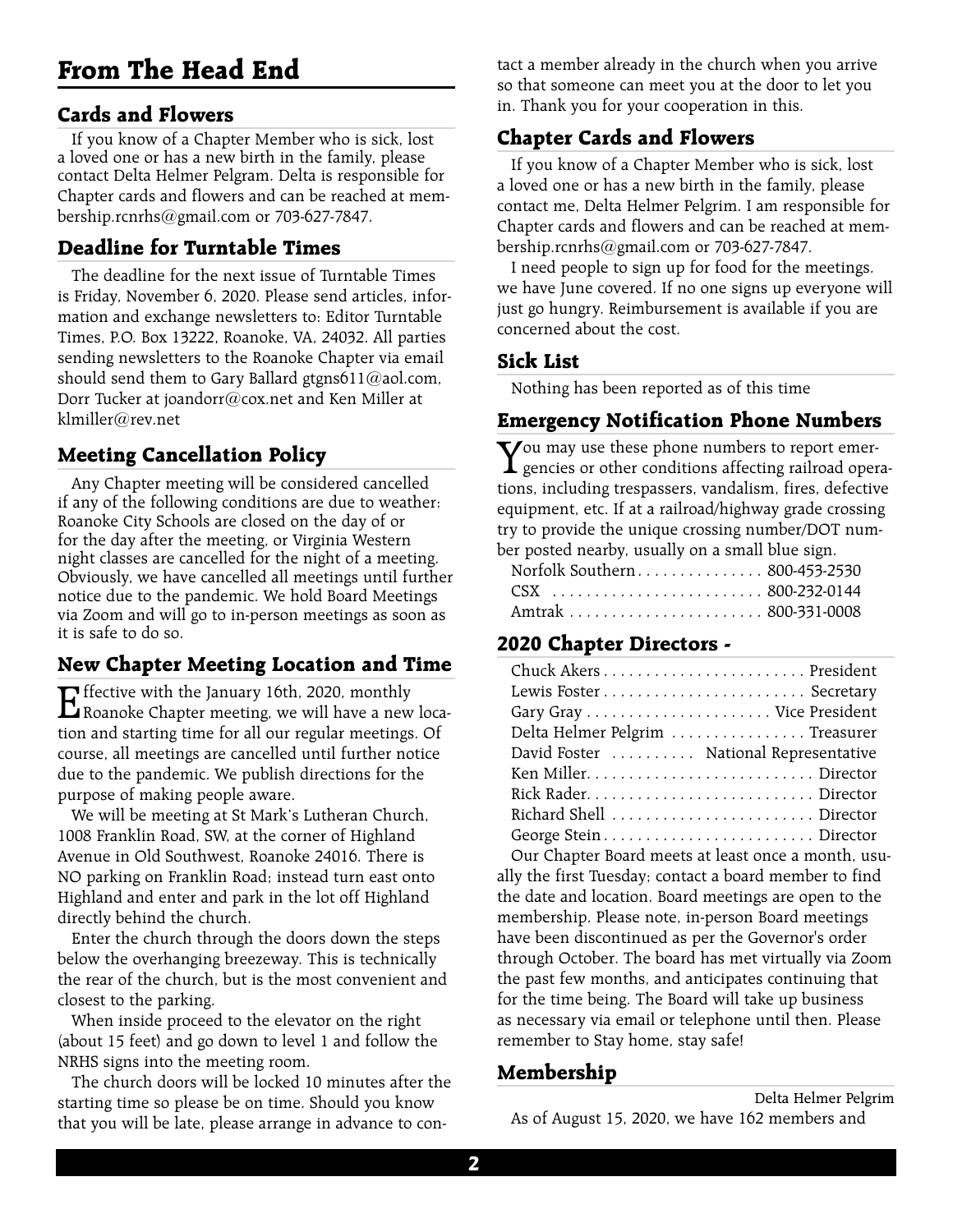# From The Head End

## Cards and Flowers

If you know of a Chapter Member who is sick, lost a loved one or has a new birth in the family, please contact Delta Helmer Pelgram. Delta is responsible for Chapter cards and flowers and can be reached at membership.rcnrhs@gmail.com or 703-627-7847.

## Deadline for Turntable Times

The deadline for the next issue of Turntable Times is Friday, November 6, 2020. Please send articles, information and exchange newsletters to: Editor Turntable Times, P.O. Box 13222, Roanoke, VA, 24032. All parties sending newsletters to the Roanoke Chapter via email should send them to Gary Ballard gtgns611@aol.com, Dorr Tucker at joandorr@cox.net and Ken Miller at klmiller@rev.net

## Meeting Cancellation Policy

Any Chapter meeting will be considered cancelled if any of the following conditions are due to weather: Roanoke City Schools are closed on the day of or for the day after the meeting, or Virginia Western night classes are cancelled for the night of a meeting. Obviously, we have cancelled all meetings until further notice due to the pandemic. We hold Board Meetings via Zoom and will go to in-person meetings as soon as it is safe to do so.

## New Chapter Meeting Location and Time

Effective with the January 16th, 2020, monthly Roanoke Chapter meeting, we will have a new location and starting time for all our regular meetings. Of course, all meetings are cancelled until further notice due to the pandemic. We publish directions for the purpose of making people aware.

We will be meeting at St Mark's Lutheran Church, 1008 Franklin Road, SW, at the corner of Highland Avenue in Old Southwest, Roanoke 24016. There is NO parking on Franklin Road; instead turn east onto Highland and enter and park in the lot off Highland directly behind the church.

Enter the church through the doors down the steps below the overhanging breezeway. This is technically the rear of the church, but is the most convenient and closest to the parking.

When inside proceed to the elevator on the right (about 15 feet) and go down to level 1 and follow the NRHS signs into the meeting room.

The church doors will be locked 10 minutes after the starting time so please be on time. Should you know that you will be late, please arrange in advance to contact a member already in the church when you arrive so that someone can meet you at the door to let you in. Thank you for your cooperation in this.

## Chapter Cards and Flowers

If you know of a Chapter Member who is sick, lost a loved one or has a new birth in the family, please contact me, Delta Helmer Pelgrim. I am responsible for Chapter cards and flowers and can be reached at membership.rcnrhs@gmail.com or 703-627-7847.

I need people to sign up for food for the meetings. we have June covered. If no one signs up everyone will just go hungry. Reimbursement is available if you are concerned about the cost.

## Sick List

Nothing has been reported as of this time

## Emergency Notification Phone Numbers

You may use these phone numbers to report emergencies or other conditions affecting railroad operations, including trespassers, vandalism, fires, defective equipment, etc. If at a railroad/highway grade crossing try to provide the unique crossing number/DOT number posted nearby, usually on a small blue sign.

Norfolk Southern . . . . . . . . . . . . . . . 800-453-2530
CSX . . . . . . . . . . . . . . . . . . . . . . . . . 800-232-0144
Amtrak . . . . . . . . . . . . . . . . . . . . . . . 800-331-0008

## 2020 Chapter Directors -

Chuck Akers . . . . . . . . . . . . . . . . . . . . . . . . President
Lewis Foster . . . . . . . . . . . . . . . . . . . . . . . . Secretary
Gary Gray . . . . . . . . . . . . . . . . . . . . . . Vice President
Delta Helmer Pelgrim . . . . . . . . . . . . . . . . Treasurer
David Foster . . . . . . . . . . National Representative
Ken Miller. . . . . . . . . . . . . . . . . . . . . . . . . . . Director
Rick Rader. . . . . . . . . . . . . . . . . . . . . . . . . . . Director
Richard Shell . . . . . . . . . . . . . . . . . . . . . . . . Director
George Stein . . . . . . . . . . . . . . . . . . . . . . . . . Director

Our Chapter Board meets at least once a month, usually the first Tuesday; contact a board member to find the date and location. Board meetings are open to the membership. Please note, in-person Board meetings have been discontinued as per the Governor's order through October. The board has met virtually via Zoom the past few months, and anticipates continuing that for the time being. The Board will take up business as necessary via email or telephone until then. Please remember to Stay home, stay safe!

## Membership

Delta Helmer Pelgrim

As of August 15, 2020, we have 162 members and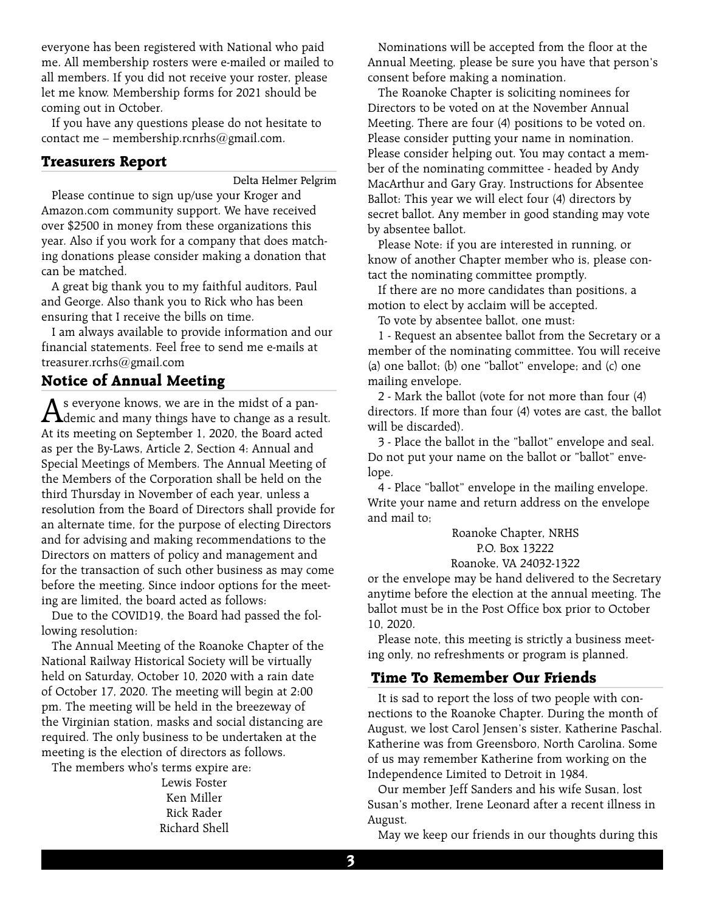everyone has been registered with National who paid me. All membership rosters were e-mailed or mailed to all members. If you did not receive your roster, please let me know. Membership forms for 2021 should be coming out in October.

If you have any questions please do not hesitate to contact me – membership.rcnrhs@gmail.com.

## Treasurers Report

Delta Helmer Pelgrim

Please continue to sign up/use your Kroger and Amazon.com community support. We have received over $2500 in money from these organizations this year. Also if you work for a company that does matching donations please consider making a donation that can be matched.

A great big thank you to my faithful auditors, Paul and George. Also thank you to Rick who has been ensuring that I receive the bills on time.

I am always available to provide information and our financial statements. Feel free to send me e-mails at treasurer.rcrhs@gmail.com

## Notice of Annual Meeting

As everyone knows, we are in the midst of a pandemic and many things have to change as a result. At its meeting on September 1, 2020, the Board acted as per the By-Laws, Article 2, Section 4: Annual and Special Meetings of Members. The Annual Meeting of the Members of the Corporation shall be held on the third Thursday in November of each year, unless a resolution from the Board of Directors shall provide for an alternate time, for the purpose of electing Directors and for advising and making recommendations to the Directors on matters of policy and management and for the transaction of such other business as may come before the meeting. Since indoor options for the meeting are limited, the board acted as follows:

Due to the COVID19, the Board had passed the following resolution:

The Annual Meeting of the Roanoke Chapter of the National Railway Historical Society will be virtually held on Saturday, October 10, 2020 with a rain date of October 17, 2020. The meeting will begin at 2:00 pm. The meeting will be held in the breezeway of the Virginian station, masks and social distancing are required. The only business to be undertaken at the meeting is the election of directors as follows.

The members who's terms expire are:

Lewis Foster
Ken Miller
Rick Rader
Richard Shell

Nominations will be accepted from the floor at the Annual Meeting, please be sure you have that person's consent before making a nomination.

The Roanoke Chapter is soliciting nominees for Directors to be voted on at the November Annual Meeting. There are four (4) positions to be voted on. Please consider putting your name in nomination. Please consider helping out. You may contact a member of the nominating committee - headed by Andy MacArthur and Gary Gray. Instructions for Absentee Ballot: This year we will elect four (4) directors by secret ballot. Any member in good standing may vote by absentee ballot.

Please Note: if you are interested in running, or know of another Chapter member who is, please contact the nominating committee promptly.

If there are no more candidates than positions, a motion to elect by acclaim will be accepted.

To vote by absentee ballot, one must:

1 - Request an absentee ballot from the Secretary or a member of the nominating committee. You will receive (a) one ballot; (b) one "ballot" envelope; and (c) one mailing envelope.

2 - Mark the ballot (vote for not more than four (4) directors. If more than four (4) votes are cast, the ballot will be discarded).

3 - Place the ballot in the "ballot" envelope and seal. Do not put your name on the ballot or "ballot" envelope.

4 - Place "ballot" envelope in the mailing envelope. Write your name and return address on the envelope and mail to;

Roanoke Chapter, NRHS
P.O. Box 13222
Roanoke, VA 24032-1322

or the envelope may be hand delivered to the Secretary anytime before the election at the annual meeting. The ballot must be in the Post Office box prior to October 10, 2020.

Please note, this meeting is strictly a business meeting only, no refreshments or program is planned.

## Time To Remember Our Friends

It is sad to report the loss of two people with connections to the Roanoke Chapter. During the month of August, we lost Carol Jensen's sister, Katherine Paschal. Katherine was from Greensboro, North Carolina. Some of us may remember Katherine from working on the Independence Limited to Detroit in 1984.

Our member Jeff Sanders and his wife Susan, lost Susan's mother, Irene Leonard after a recent illness in August.

May we keep our friends in our thoughts during this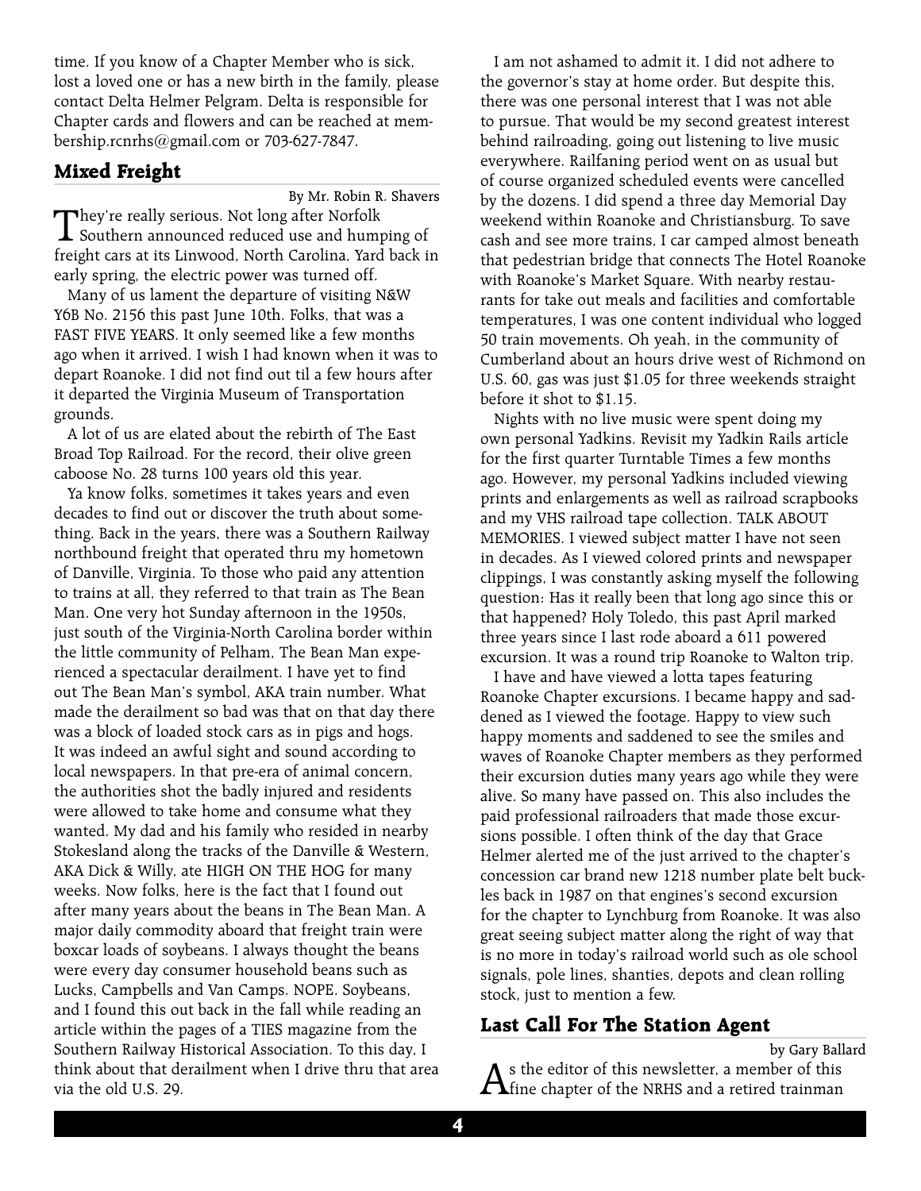time. If you know of a Chapter Member who is sick, lost a loved one or has a new birth in the family, please contact Delta Helmer Pelgram. Delta is responsible for Chapter cards and flowers and can be reached at membership.rcnrhs@gmail.com or 703-627-7847.

## Mixed Freight

By Mr. Robin R. Shavers

They're really serious. Not long after Norfolk Southern announced reduced use and humping of freight cars at its Linwood, North Carolina, Yard back in early spring, the electric power was turned off.

Many of us lament the departure of visiting N&W Y6B No. 2156 this past June 10th. Folks, that was a FAST FIVE YEARS. It only seemed like a few months ago when it arrived. I wish I had known when it was to depart Roanoke. I did not find out til a few hours after it departed the Virginia Museum of Transportation grounds.

A lot of us are elated about the rebirth of The East Broad Top Railroad. For the record, their olive green caboose No. 28 turns 100 years old this year.

Ya know folks, sometimes it takes years and even decades to find out or discover the truth about something. Back in the years, there was a Southern Railway northbound freight that operated thru my hometown of Danville, Virginia. To those who paid any attention to trains at all, they referred to that train as The Bean Man. One very hot Sunday afternoon in the 1950s, just south of the Virginia-North Carolina border within the little community of Pelham, The Bean Man experienced a spectacular derailment. I have yet to find out The Bean Man's symbol, AKA train number. What made the derailment so bad was that on that day there was a block of loaded stock cars as in pigs and hogs. It was indeed an awful sight and sound according to local newspapers. In that pre-era of animal concern, the authorities shot the badly injured and residents were allowed to take home and consume what they wanted. My dad and his family who resided in nearby Stokesland along the tracks of the Danville & Western, AKA Dick & Willy, ate HIGH ON THE HOG for many weeks. Now folks, here is the fact that I found out after many years about the beans in The Bean Man. A major daily commodity aboard that freight train were boxcar loads of soybeans. I always thought the beans were every day consumer household beans such as Lucks, Campbells and Van Camps. NOPE. Soybeans, and I found this out back in the fall while reading an article within the pages of a TIES magazine from the Southern Railway Historical Association. To this day, I think about that derailment when I drive thru that area via the old U.S. 29.

I am not ashamed to admit it. I did not adhere to the governor's stay at home order. But despite this, there was one personal interest that I was not able to pursue. That would be my second greatest interest behind railroading, going out listening to live music everywhere. Railfaning period went on as usual but of course organized scheduled events were cancelled by the dozens. I did spend a three day Memorial Day weekend within Roanoke and Christiansburg. To save cash and see more trains, I car camped almost beneath that pedestrian bridge that connects The Hotel Roanoke with Roanoke's Market Square. With nearby restaurants for take out meals and facilities and comfortable temperatures, I was one content individual who logged 50 train movements. Oh yeah, in the community of Cumberland about an hours drive west of Richmond on U.S. 60, gas was just $1.05 for three weekends straight before it shot to $1.15.

Nights with no live music were spent doing my own personal Yadkins. Revisit my Yadkin Rails article for the first quarter Turntable Times a few months ago. However, my personal Yadkins included viewing prints and enlargements as well as railroad scrapbooks and my VHS railroad tape collection. TALK ABOUT MEMORIES. I viewed subject matter I have not seen in decades. As I viewed colored prints and newspaper clippings, I was constantly asking myself the following question: Has it really been that long ago since this or that happened? Holy Toledo, this past April marked three years since I last rode aboard a 611 powered excursion. It was a round trip Roanoke to Walton trip.

I have and have viewed a lotta tapes featuring Roanoke Chapter excursions. I became happy and saddened as I viewed the footage. Happy to view such happy moments and saddened to see the smiles and waves of Roanoke Chapter members as they performed their excursion duties many years ago while they were alive. So many have passed on. This also includes the paid professional railroaders that made those excursions possible. I often think of the day that Grace Helmer alerted me of the just arrived to the chapter's concession car brand new 1218 number plate belt buckles back in 1987 on that engines's second excursion for the chapter to Lynchburg from Roanoke. It was also great seeing subject matter along the right of way that is no more in today's railroad world such as ole school signals, pole lines, shanties, depots and clean rolling stock, just to mention a few.

## Last Call For The Station Agent

by Gary Ballard

As the editor of this newsletter, a member of this fine chapter of the NRHS and a retired trainman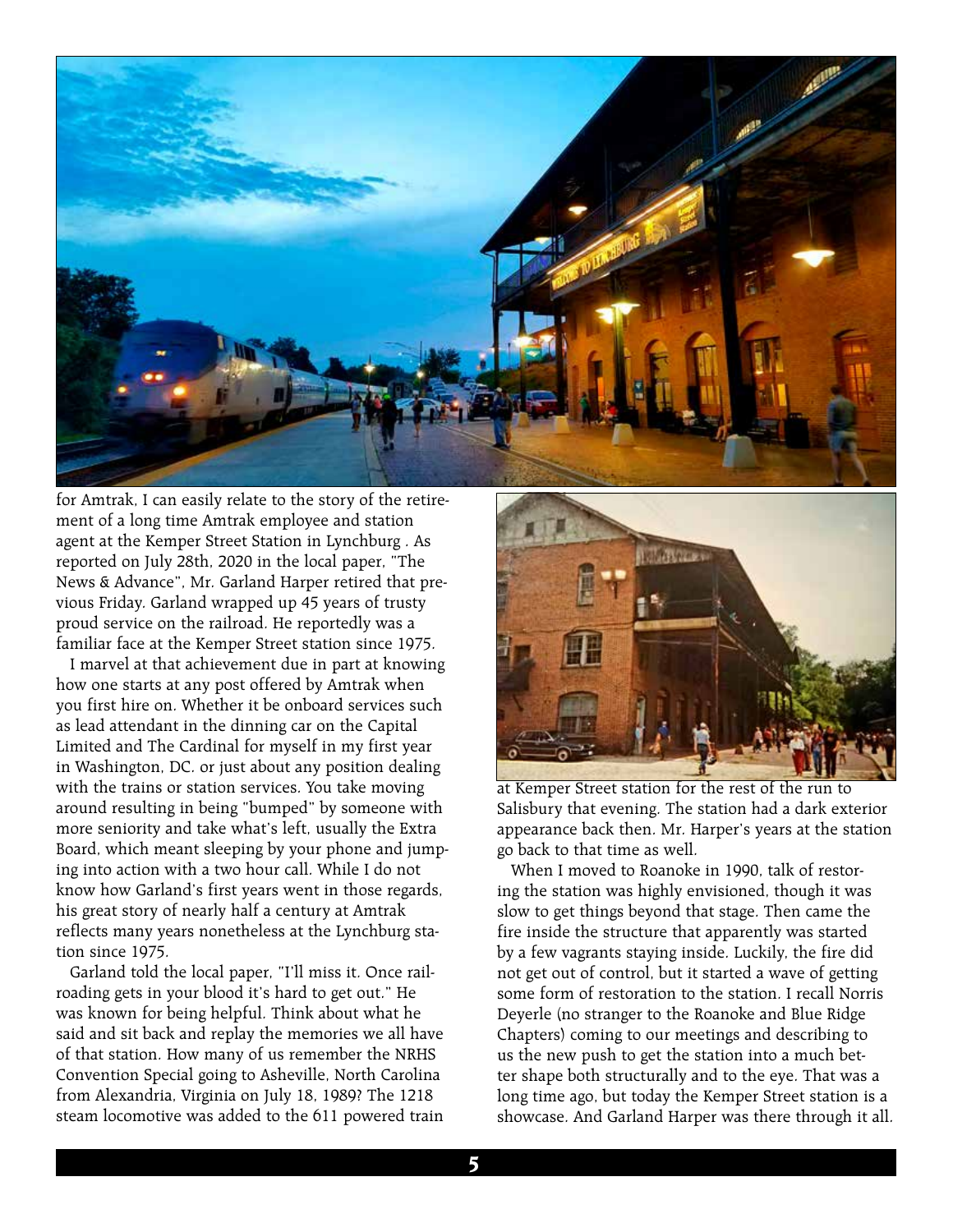for Amtrak, I can easily relate to the story of the retirement of a long time Amtrak employee and station agent at the Kemper Street Station in Lynchburg . As reported on July 28th, 2020 in the local paper, "The News & Advance", Mr. Garland Harper retired that previous Friday. Garland wrapped up 45 years of trusty proud service on the railroad. He reportedly was a familiar face at the Kemper Street station since 1975.

I marvel at that achievement due in part at knowing how one starts at any post offered by Amtrak when you first hire on. Whether it be onboard services such as lead attendant in the dinning car on the Capital Limited and The Cardinal for myself in my first year in Washington, DC. or just about any position dealing with the trains or station services. You take moving around resulting in being "bumped" by someone with more seniority and take what's left, usually the Extra Board, which meant sleeping by your phone and jumping into action with a two hour call. While I do not know how Garland's first years went in those regards, his great story of nearly half a century at Amtrak reflects many years nonetheless at the Lynchburg station since 1975.

Garland told the local paper, "I'll miss it. Once railroading gets in your blood it's hard to get out." He was known for being helpful. Think about what he said and sit back and replay the memories we all have of that station. How many of us remember the NRHS Convention Special going to Asheville, North Carolina from Alexandria, Virginia on July 18, 1989? The 1218 steam locomotive was added to the 611 powered train at Kemper Street station for the rest of the run to Salisbury that evening. The station had a dark exterior appearance back then. Mr. Harper's years at the station go back to that time as well.

When I moved to Roanoke in 1990, talk of restoring the station was highly envisioned, though it was slow to get things beyond that stage. Then came the fire inside the structure that apparently was started by a few vagrants staying inside. Luckily, the fire did not get out of control, but it started a wave of getting some form of restoration to the station. I recall Norris Deyerle (no stranger to the Roanoke and Blue Ridge Chapters) coming to our meetings and describing to us the new push to get the station into a much better shape both structurally and to the eye. That was a long time ago, but today the Kemper Street station is a showcase. And Garland Harper was there through it all.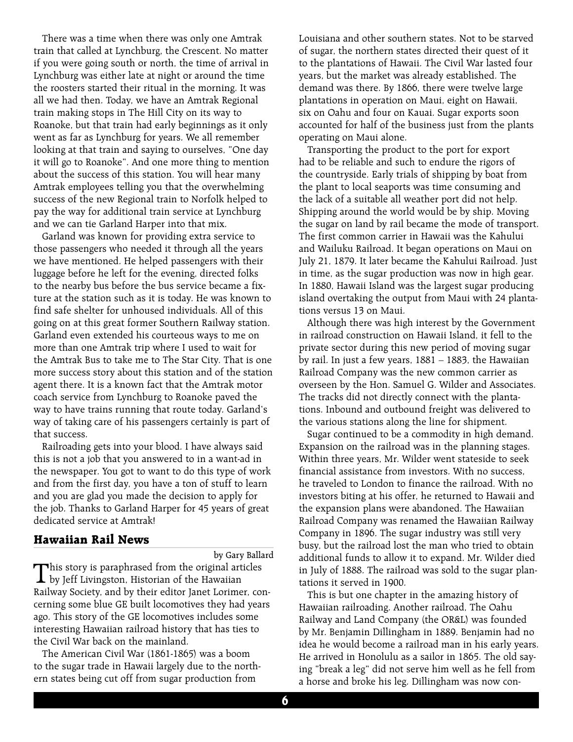There was a time when there was only one Amtrak train that called at Lynchburg, the Crescent. No matter if you were going south or north, the time of arrival in Lynchburg was either late at night or around the time the roosters started their ritual in the morning. It was all we had then. Today, we have an Amtrak Regional train making stops in The Hill City on its way to Roanoke, but that train had early beginnings as it only went as far as Lynchburg for years. We all remember looking at that train and saying to ourselves, "One day it will go to Roanoke". And one more thing to mention about the success of this station. You will hear many Amtrak employees telling you that the overwhelming success of the new Regional train to Norfolk helped to pay the way for additional train service at Lynchburg and we can tie Garland Harper into that mix.

Garland was known for providing extra service to those passengers who needed it through all the years we have mentioned. He helped passengers with their luggage before he left for the evening, directed folks to the nearby bus before the bus service became a fixture at the station such as it is today. He was known to find safe shelter for unhoused individuals. All of this going on at this great former Southern Railway station. Garland even extended his courteous ways to me on more than one Amtrak trip where I used to wait for the Amtrak Bus to take me to The Star City. That is one more success story about this station and of the station agent there. It is a known fact that the Amtrak motor coach service from Lynchburg to Roanoke paved the way to have trains running that route today. Garland's way of taking care of his passengers certainly is part of that success.

Railroading gets into your blood. I have always said this is not a job that you answered to in a want-ad in the newspaper. You got to want to do this type of work and from the first day, you have a ton of stuff to learn and you are glad you made the decision to apply for the job. Thanks to Garland Harper for 45 years of great dedicated service at Amtrak!

## Hawaiian Rail News

by Gary Ballard

This story is paraphrased from the original articles by Jeff Livingston, Historian of the Hawaiian Railway Society, and by their editor Janet Lorimer, concerning some blue GE built locomotives they had years ago. This story of the GE locomotives includes some interesting Hawaiian railroad history that has ties to the Civil War back on the mainland.

The American Civil War (1861-1865) was a boom to the sugar trade in Hawaii largely due to the northern states being cut off from sugar production from Louisiana and other southern states. Not to be starved of sugar, the northern states directed their quest of it to the plantations of Hawaii. The Civil War lasted four years, but the market was already established. The demand was there. By 1866, there were twelve large plantations in operation on Maui, eight on Hawaii, six on Oahu and four on Kauai. Sugar exports soon accounted for half of the business just from the plants operating on Maui alone.

Transporting the product to the port for export had to be reliable and such to endure the rigors of the countryside. Early trials of shipping by boat from the plant to local seaports was time consuming and the lack of a suitable all weather port did not help. Shipping around the world would be by ship. Moving the sugar on land by rail became the mode of transport. The first common carrier in Hawaii was the Kahului and Wailuku Railroad. It began operations on Maui on July 21, 1879. It later became the Kahului Railroad. Just in time, as the sugar production was now in high gear. In 1880, Hawaii Island was the largest sugar producing island overtaking the output from Maui with 24 plantations versus 13 on Maui.

Although there was high interest by the Government in railroad construction on Hawaii Island, it fell to the private sector during this new period of moving sugar by rail. In just a few years, 1881 – 1883, the Hawaiian Railroad Company was the new common carrier as overseen by the Hon. Samuel G. Wilder and Associates. The tracks did not directly connect with the plantations. Inbound and outbound freight was delivered to the various stations along the line for shipment.

Sugar continued to be a commodity in high demand. Expansion on the railroad was in the planning stages. Within three years, Mr. Wilder went stateside to seek financial assistance from investors. With no success, he traveled to London to finance the railroad. With no investors biting at his offer, he returned to Hawaii and the expansion plans were abandoned. The Hawaiian Railroad Company was renamed the Hawaiian Railway Company in 1896. The sugar industry was still very busy, but the railroad lost the man who tried to obtain additional funds to allow it to expand. Mr. Wilder died in July of 1888. The railroad was sold to the sugar plantations it served in 1900.

This is but one chapter in the amazing history of Hawaiian railroading. Another railroad, The Oahu Railway and Land Company (the OR&L) was founded by Mr. Benjamin Dillingham in 1889. Benjamin had no idea he would become a railroad man in his early years. He arrived in Honolulu as a sailor in 1865. The old saying "break a leg" did not serve him well as he fell from a horse and broke his leg. Dillingham was now con-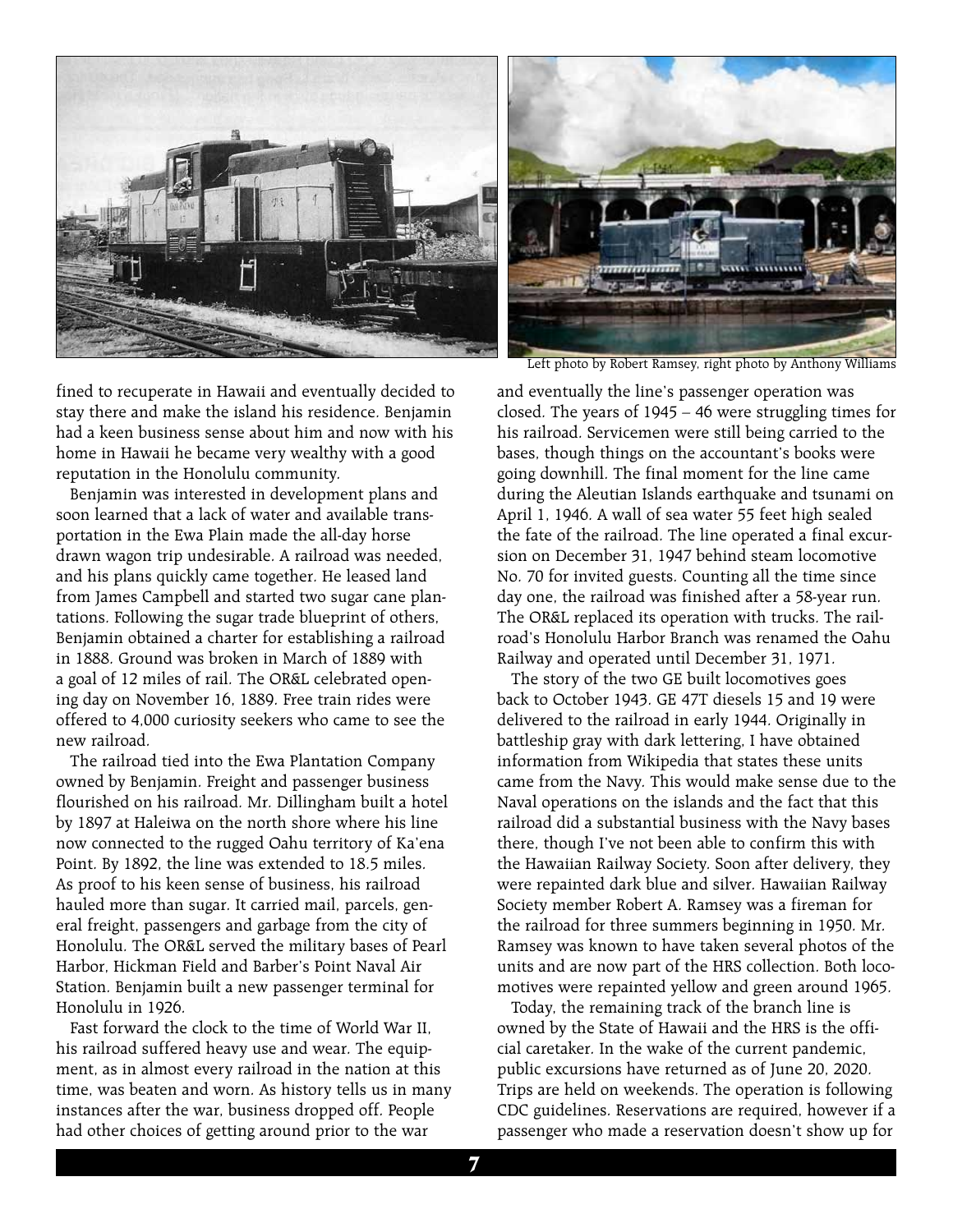Left photo by Robert Ramsey, right photo by Anthony Williams

fined to recuperate in Hawaii and eventually decided to stay there and make the island his residence. Benjamin had a keen business sense about him and now with his home in Hawaii he became very wealthy with a good reputation in the Honolulu community.

Benjamin was interested in development plans and soon learned that a lack of water and available transportation in the Ewa Plain made the all-day horse drawn wagon trip undesirable. A railroad was needed, and his plans quickly came together. He leased land from James Campbell and started two sugar cane plantations. Following the sugar trade blueprint of others, Benjamin obtained a charter for establishing a railroad in 1888. Ground was broken in March of 1889 with a goal of 12 miles of rail. The OR&L celebrated opening day on November 16, 1889. Free train rides were offered to 4,000 curiosity seekers who came to see the new railroad.

The railroad tied into the Ewa Plantation Company owned by Benjamin. Freight and passenger business flourished on his railroad. Mr. Dillingham built a hotel by 1897 at Haleiwa on the north shore where his line now connected to the rugged Oahu territory of Ka'ena Point. By 1892, the line was extended to 18.5 miles. As proof to his keen sense of business, his railroad hauled more than sugar. It carried mail, parcels, general freight, passengers and garbage from the city of Honolulu. The OR&L served the military bases of Pearl Harbor, Hickman Field and Barber's Point Naval Air Station. Benjamin built a new passenger terminal for Honolulu in 1926.

Fast forward the clock to the time of World War II, his railroad suffered heavy use and wear. The equipment, as in almost every railroad in the nation at this time, was beaten and worn. As history tells us in many instances after the war, business dropped off. People had other choices of getting around prior to the war and eventually the line's passenger operation was closed. The years of 1945 – 46 were struggling times for his railroad. Servicemen were still being carried to the bases, though things on the accountant's books were going downhill. The final moment for the line came during the Aleutian Islands earthquake and tsunami on April 1, 1946. A wall of sea water 55 feet high sealed the fate of the railroad. The line operated a final excursion on December 31, 1947 behind steam locomotive No. 70 for invited guests. Counting all the time since day one, the railroad was finished after a 58-year run. The OR&L replaced its operation with trucks. The railroad's Honolulu Harbor Branch was renamed the Oahu Railway and operated until December 31, 1971.

The story of the two GE built locomotives goes back to October 1943. GE 47T diesels 15 and 19 were delivered to the railroad in early 1944. Originally in battleship gray with dark lettering, I have obtained information from Wikipedia that states these units came from the Navy. This would make sense due to the Naval operations on the islands and the fact that this railroad did a substantial business with the Navy bases there, though I've not been able to confirm this with the Hawaiian Railway Society. Soon after delivery, they were repainted dark blue and silver. Hawaiian Railway Society member Robert A. Ramsey was a fireman for the railroad for three summers beginning in 1950. Mr. Ramsey was known to have taken several photos of the units and are now part of the HRS collection. Both locomotives were repainted yellow and green around 1965.

Today, the remaining track of the branch line is owned by the State of Hawaii and the HRS is the official caretaker. In the wake of the current pandemic, public excursions have returned as of June 20, 2020. Trips are held on weekends. The operation is following CDC guidelines. Reservations are required, however if a passenger who made a reservation doesn't show up for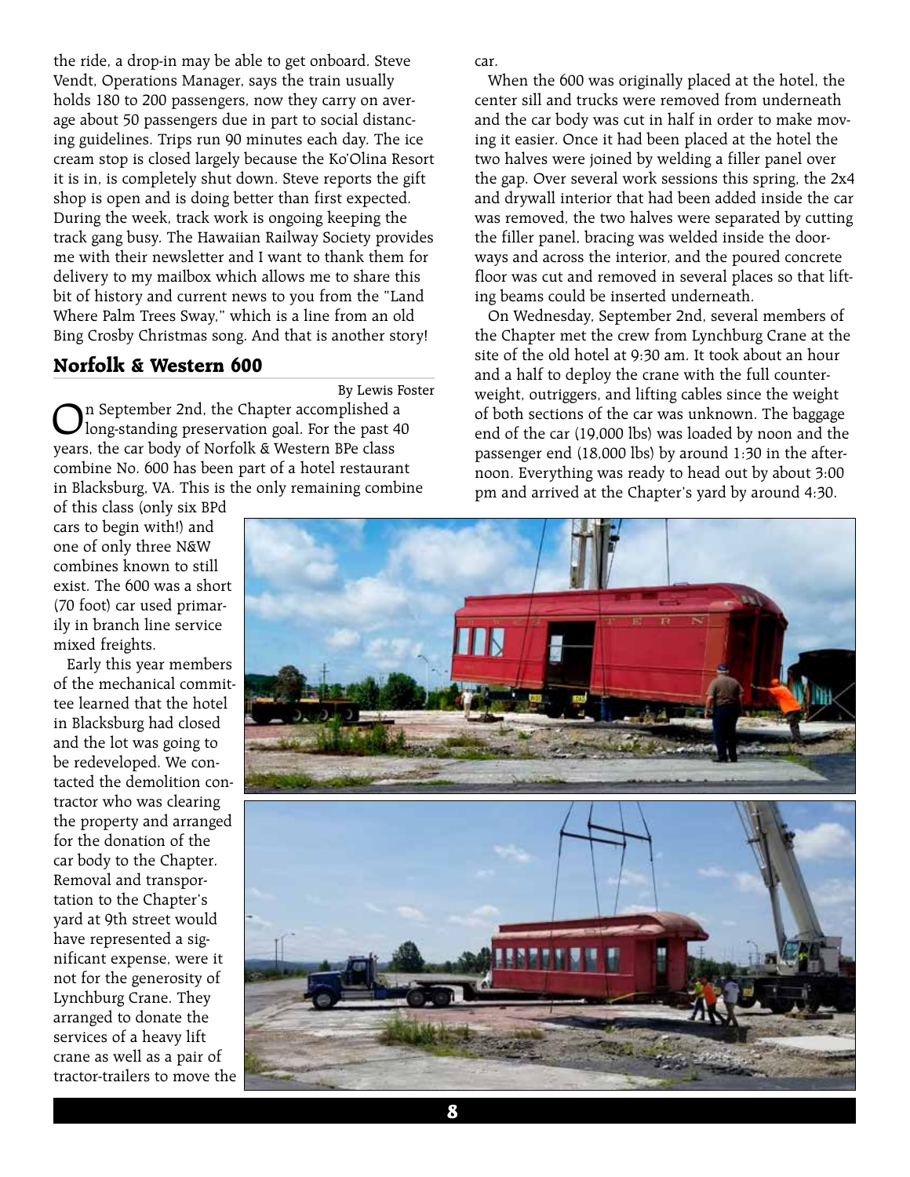the ride, a drop-in may be able to get onboard. Steve Vendt, Operations Manager, says the train usually holds 180 to 200 passengers, now they carry on average about 50 passengers due in part to social distancing guidelines. Trips run 90 minutes each day. The ice cream stop is closed largely because the Ko'Olina Resort it is in, is completely shut down. Steve reports the gift shop is open and is doing better than first expected. During the week, track work is ongoing keeping the track gang busy. The Hawaiian Railway Society provides me with their newsletter and I want to thank them for delivery to my mailbox which allows me to share this bit of history and current news to you from the "Land Where Palm Trees Sway," which is a line from an old Bing Crosby Christmas song. And that is another story!

## Norfolk & Western 600

By Lewis Foster

On September 2nd, the Chapter accomplished a long-standing preservation goal. For the past 40 years, the car body of Norfolk & Western BPe class combine No. 600 has been part of a hotel restaurant in Blacksburg, VA. This is the only remaining combine of this class (only six BPd cars to begin with!) and one of only three N&W combines known to still exist. The 600 was a short (70 foot) car used primarily in branch line service mixed freights.

Early this year members of the mechanical committee learned that the hotel in Blacksburg had closed and the lot was going to be redeveloped. We contacted the demolition contractor who was clearing the property and arranged for the donation of the car body to the Chapter. Removal and transportation to the Chapter's yard at 9th street would have represented a significant expense, were it not for the generosity of Lynchburg Crane. They arranged to donate the services of a heavy lift crane as well as a pair of tractor-trailers to move the car.

When the 600 was originally placed at the hotel, the center sill and trucks were removed from underneath and the car body was cut in half in order to make moving it easier. Once it had been placed at the hotel the two halves were joined by welding a filler panel over the gap. Over several work sessions this spring, the 2x4 and drywall interior that had been added inside the car was removed, the two halves were separated by cutting the filler panel, bracing was welded inside the doorways and across the interior, and the poured concrete floor was cut and removed in several places so that lifting beams could be inserted underneath.

On Wednesday, September 2nd, several members of the Chapter met the crew from Lynchburg Crane at the site of the old hotel at 9:30 am. It took about an hour and a half to deploy the crane with the full counterweight, outriggers, and lifting cables since the weight of both sections of the car was unknown. The baggage end of the car (19,000 lbs) was loaded by noon and the passenger end (18,000 lbs) by around 1:30 in the afternoon. Everything was ready to head out by about 3:00 pm and arrived at the Chapter's yard by around 4:30.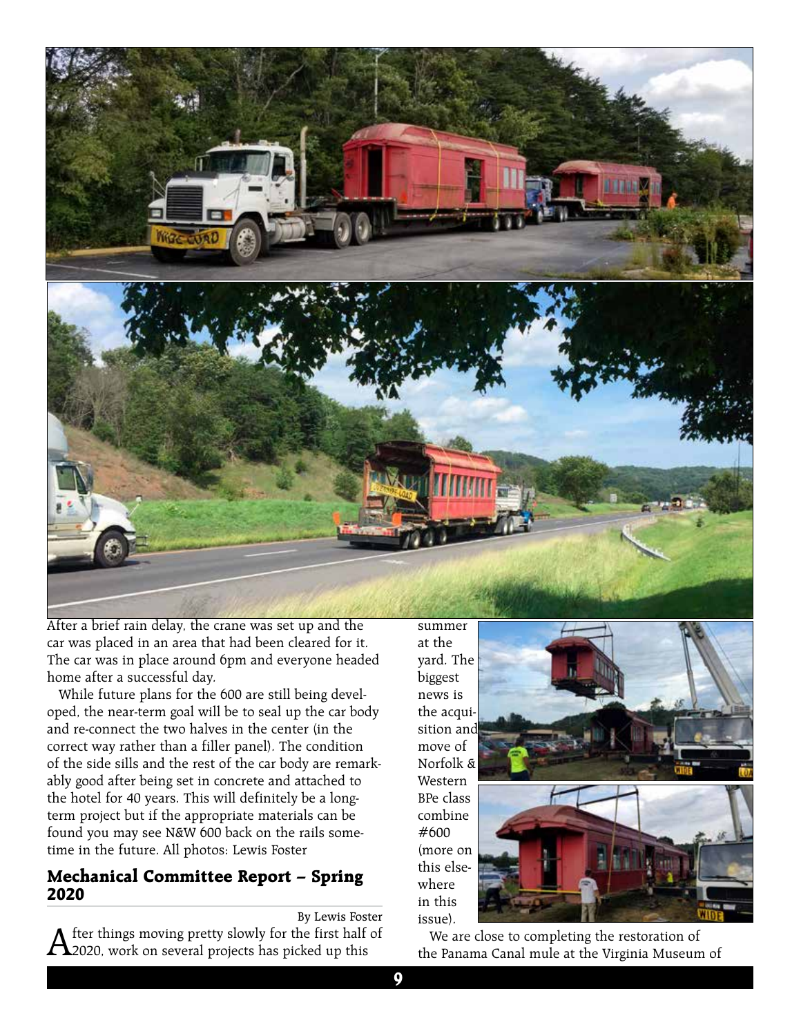After a brief rain delay, the crane was set up and the car was placed in an area that had been cleared for it. The car was in place around 6pm and everyone headed home after a successful day.

While future plans for the 600 are still being developed, the near-term goal will be to seal up the car body and re-connect the two halves in the center (in the correct way rather than a filler panel). The condition of the side sills and the rest of the car body are remarkably good after being set in concrete and attached to the hotel for 40 years. This will definitely be a long-term project but if the appropriate materials can be found you may see N&W 600 back on the rails sometime in the future. All photos: Lewis Foster

## Mechanical Committee Report – Spring 2020

By Lewis Foster

After things moving pretty slowly for the first half of 2020, work on several projects has picked up this summer at the yard. The biggest news is the acquisition and move of Norfolk & Western BPe class combine #600 (more on this elsewhere in this issue).

We are close to completing the restoration of the Panama Canal mule at the Virginia Museum of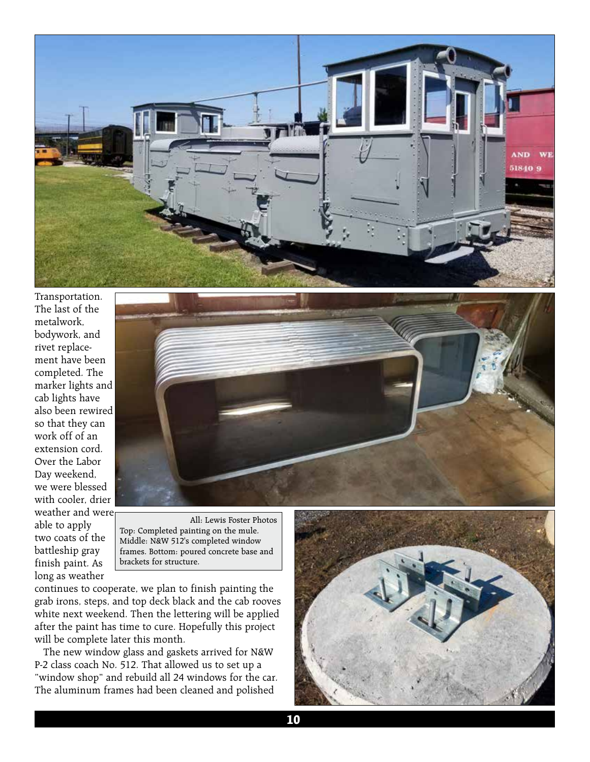Transportation. The last of the metalwork, bodywork, and rivet replacement have been completed. The marker lights and cab lights have also been rewired so that they can work off of an extension cord. Over the Labor Day weekend, we were blessed with cooler, drier weather and were able to apply two coats of the battleship gray finish paint. As long as weather continues to cooperate, we plan to finish painting the grab irons, steps, and top deck black and the cab rooves white next weekend. Then the lettering will be applied after the paint has time to cure. Hopefully this project will be complete later this month.

All: Lewis Foster Photos
Top: Completed painting on the mule. Middle: N&W 512's completed window frames. Bottom: poured concrete base and brackets for structure.

The new window glass and gaskets arrived for N&W P-2 class coach No. 512. That allowed us to set up a "window shop" and rebuild all 24 windows for the car. The aluminum frames had been cleaned and polished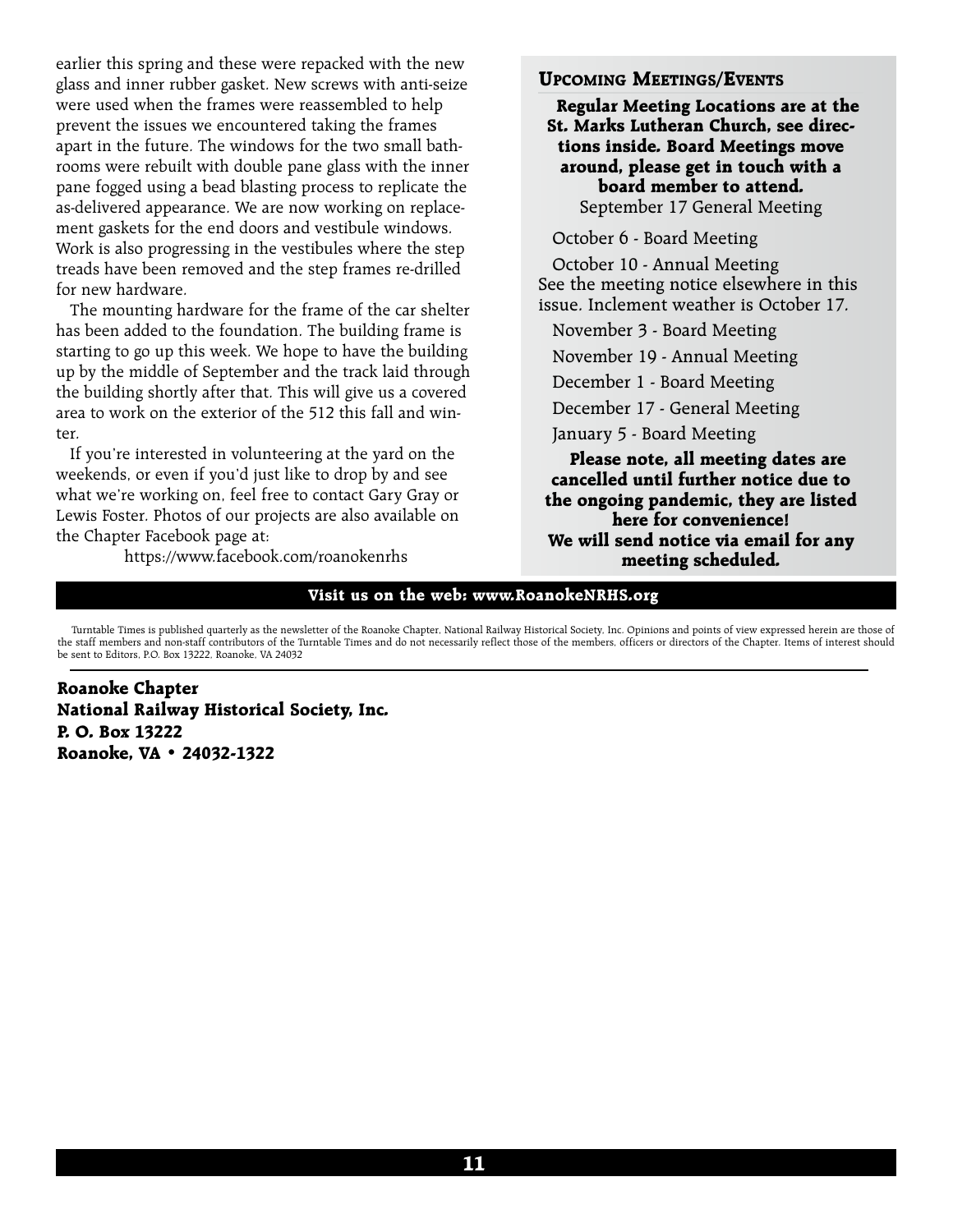earlier this spring and these were repacked with the new glass and inner rubber gasket. New screws with anti-seize were used when the frames were reassembled to help prevent the issues we encountered taking the frames apart in the future. The windows for the two small bathrooms were rebuilt with double pane glass with the inner pane fogged using a bead blasting process to replicate the as-delivered appearance. We are now working on replacement gaskets for the end doors and vestibule windows. Work is also progressing in the vestibules where the step treads have been removed and the step frames re-drilled for new hardware.

The mounting hardware for the frame of the car shelter has been added to the foundation. The building frame is starting to go up this week. We hope to have the building up by the middle of September and the track laid through the building shortly after that. This will give us a covered area to work on the exterior of the 512 this fall and winter.

If you're interested in volunteering at the yard on the weekends, or even if you'd just like to drop by and see what we're working on, feel free to contact Gary Gray or Lewis Foster. Photos of our projects are also available on the Chapter Facebook page at:

https://www.facebook.com/roanokenrhs

## Upcoming Meetings/Events

**Regular Meeting Locations are at the St. Marks Lutheran Church, see directions inside. Board Meetings move around, please get in touch with a board member to attend.**

September 17 General Meeting

October 6 - Board Meeting

October 10 - Annual Meeting
See the meeting notice elsewhere in this issue. Inclement weather is October 17.

November 3 - Board Meeting

November 19 - Annual Meeting

December 1 - Board Meeting

December 17 - General Meeting

January 5 - Board Meeting

**Please note, all meeting dates are cancelled until further notice due to the ongoing pandemic, they are listed here for convenience!**
**We will send notice via email for any meeting scheduled.**

**Visit us on the web: www.RoanokeNRHS.org**

Turntable Times is published quarterly as the newsletter of the Roanoke Chapter, National Railway Historical Society, Inc. Opinions and points of view expressed herein are those of the staff members and non-staff contributors of the Turntable Times and do not necessarily reflect those of the members, officers or directors of the Chapter. Items of interest should be sent to Editors, P.O. Box 13222, Roanoke, VA 24032

**Roanoke Chapter**
**National Railway Historical Society, Inc.**
**P. O. Box 13222**
**Roanoke, VA • 24032-1322**